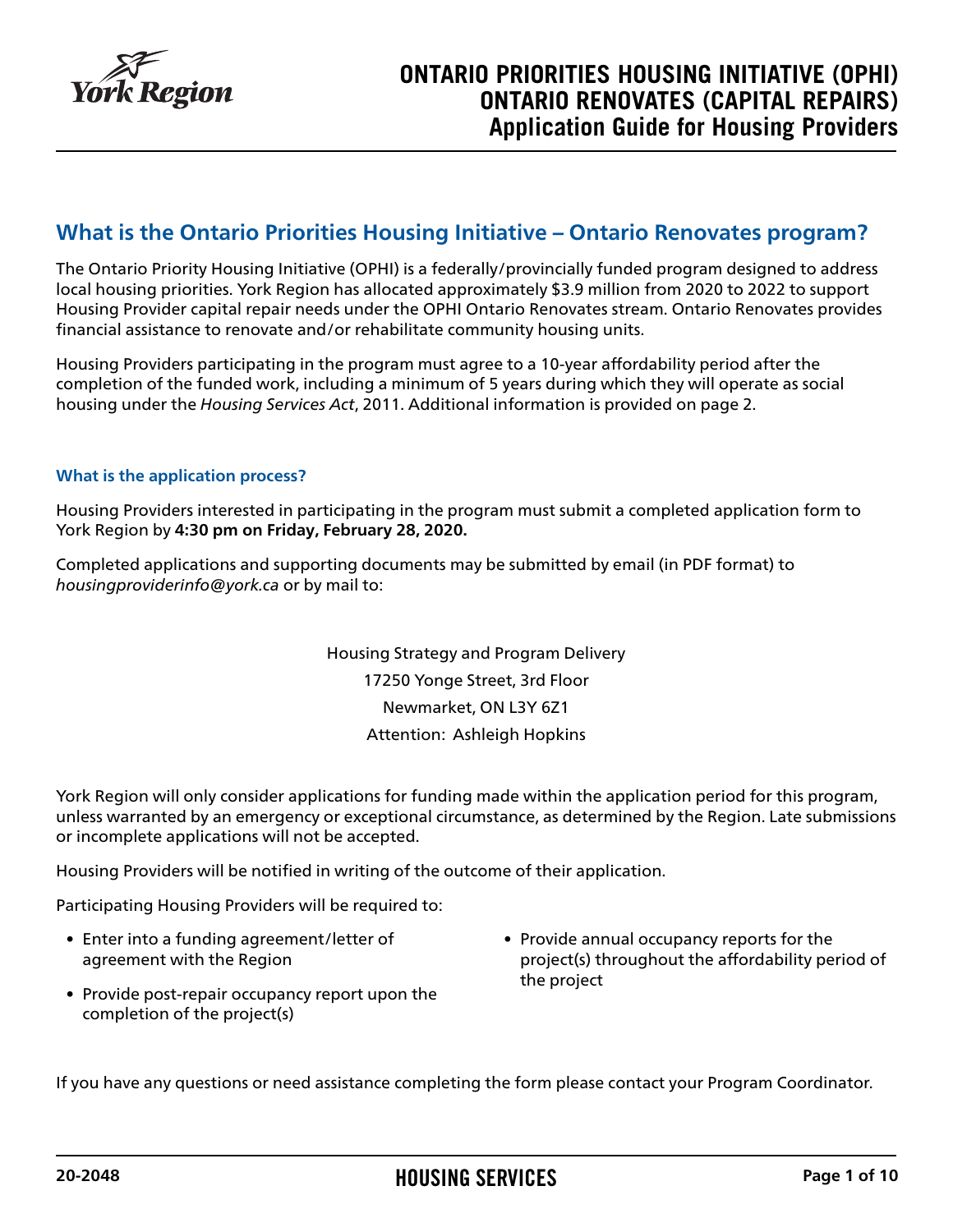# ONTARIO PRIORITIES HOUSING INITIATIVE (OPHI) ONTARIO RENOVATES (CAPITAL REPAIRS) Application Guide for Housing Providers

## What is the Ontario Priorities Housing Initiative – Ontario Renovates program?

The Ontario Priority Housing Initiative (OPHI) is a federally/provincially funded program designed to address local housing priorities. York Region has allocated approximately $3.9 million from 2020 to 2022 to support Housing Provider capital repair needs under the OPHI Ontario Renovates stream. Ontario Renovates provides financial assistance to renovate and/or rehabilitate community housing units.

Housing Providers participating in the program must agree to a 10-year affordability period after the completion of the funded work, including a minimum of 5 years during which they will operate as social housing under the *Housing Services Act*, 2011. Additional information is provided on page 2.

### What is the application process?

Housing Providers interested in participating in the program must submit a completed application form to York Region by **4:30 pm on Friday, February 28, 2020.**

Completed applications and supporting documents may be submitted by email (in PDF format) to *housingproviderinfo@york.ca* or by mail to:

Housing Strategy and Program Delivery
17250 Yonge Street, 3rd Floor
Newmarket, ON L3Y 6Z1
Attention: Ashleigh Hopkins

York Region will only consider applications for funding made within the application period for this program, unless warranted by an emergency or exceptional circumstance, as determined by the Region. Late submissions or incomplete applications will not be accepted.

Housing Providers will be notified in writing of the outcome of their application.

Participating Housing Providers will be required to:

- Enter into a funding agreement/letter of agreement with the Region
- Provide post-repair occupancy report upon the completion of the project(s)
- Provide annual occupancy reports for the project(s) throughout the affordability period of the project

If you have any questions or need assistance completing the form please contact your Program Coordinator.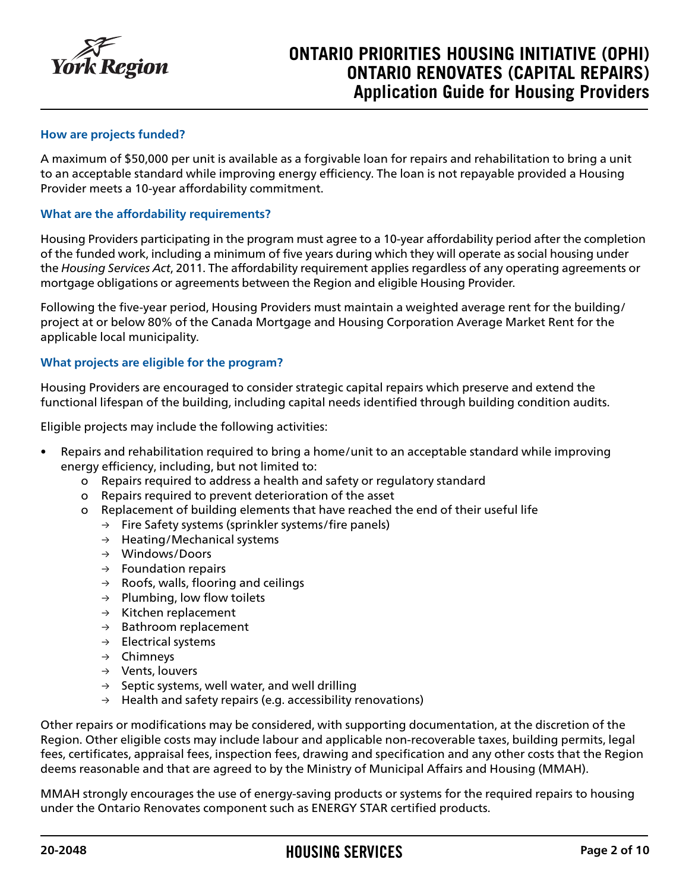### How are projects funded?

A maximum of $50,000 per unit is available as a forgivable loan for repairs and rehabilitation to bring a unit to an acceptable standard while improving energy efficiency. The loan is not repayable provided a Housing Provider meets a 10-year affordability commitment.

### What are the affordability requirements?

Housing Providers participating in the program must agree to a 10-year affordability period after the completion of the funded work, including a minimum of five years during which they will operate as social housing under the *Housing Services Act*, 2011. The affordability requirement applies regardless of any operating agreements or mortgage obligations or agreements between the Region and eligible Housing Provider.

Following the five-year period, Housing Providers must maintain a weighted average rent for the building/project at or below 80% of the Canada Mortgage and Housing Corporation Average Market Rent for the applicable local municipality.

### What projects are eligible for the program?

Housing Providers are encouraged to consider strategic capital repairs which preserve and extend the functional lifespan of the building, including capital needs identified through building condition audits.

Eligible projects may include the following activities:

- Repairs and rehabilitation required to bring a home/unit to an acceptable standard while improving energy efficiency, including, but not limited to:
  - Repairs required to address a health and safety or regulatory standard
  - Repairs required to prevent deterioration of the asset
  - Replacement of building elements that have reached the end of their useful life
    - Fire Safety systems (sprinkler systems/fire panels)
    - Heating/Mechanical systems
    - Windows/Doors
    - Foundation repairs
    - Roofs, walls, flooring and ceilings
    - Plumbing, low flow toilets
    - Kitchen replacement
    - Bathroom replacement
    - Electrical systems
    - Chimneys
    - Vents, louvers
    - Septic systems, well water, and well drilling
    - Health and safety repairs (e.g. accessibility renovations)

Other repairs or modifications may be considered, with supporting documentation, at the discretion of the Region. Other eligible costs may include labour and applicable non-recoverable taxes, building permits, legal fees, certificates, appraisal fees, inspection fees, drawing and specification and any other costs that the Region deems reasonable and that are agreed to by the Ministry of Municipal Affairs and Housing (MMAH).

MMAH strongly encourages the use of energy-saving products or systems for the required repairs to housing under the Ontario Renovates component such as ENERGY STAR certified products.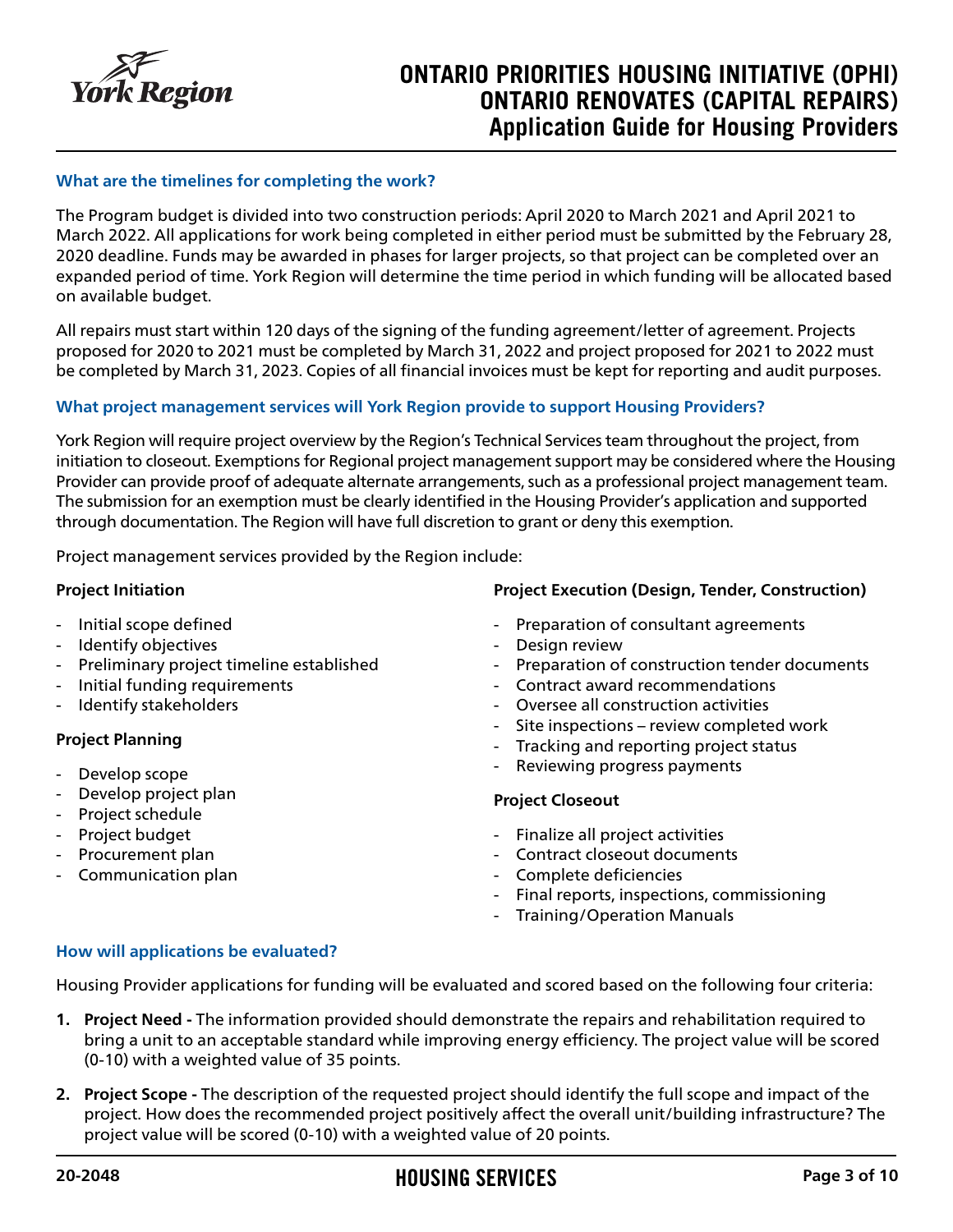### What are the timelines for completing the work?

The Program budget is divided into two construction periods: April 2020 to March 2021 and April 2021 to March 2022. All applications for work being completed in either period must be submitted by the February 28, 2020 deadline. Funds may be awarded in phases for larger projects, so that project can be completed over an expanded period of time. York Region will determine the time period in which funding will be allocated based on available budget.

All repairs must start within 120 days of the signing of the funding agreement/letter of agreement. Projects proposed for 2020 to 2021 must be completed by March 31, 2022 and project proposed for 2021 to 2022 must be completed by March 31, 2023. Copies of all financial invoices must be kept for reporting and audit purposes.

### What project management services will York Region provide to support Housing Providers?

York Region will require project overview by the Region's Technical Services team throughout the project, from initiation to closeout. Exemptions for Regional project management support may be considered where the Housing Provider can provide proof of adequate alternate arrangements, such as a professional project management team. The submission for an exemption must be clearly identified in the Housing Provider's application and supported through documentation. The Region will have full discretion to grant or deny this exemption.

Project management services provided by the Region include:

**Project Initiation**

- Initial scope defined
- Identify objectives
- Preliminary project timeline established
- Initial funding requirements
- Identify stakeholders

**Project Planning**

- Develop scope
- Develop project plan
- Project schedule
- Project budget
- Procurement plan
- Communication plan

**Project Execution (Design, Tender, Construction)**

- Preparation of consultant agreements
- Design review
- Preparation of construction tender documents
- Contract award recommendations
- Oversee all construction activities
- Site inspections – review completed work
- Tracking and reporting project status
- Reviewing progress payments

**Project Closeout**

- Finalize all project activities
- Contract closeout documents
- Complete deficiencies
- Final reports, inspections, commissioning
- Training/Operation Manuals

### How will applications be evaluated?

Housing Provider applications for funding will be evaluated and scored based on the following four criteria:

1. **Project Need -** The information provided should demonstrate the repairs and rehabilitation required to bring a unit to an acceptable standard while improving energy efficiency. The project value will be scored (0-10) with a weighted value of 35 points.
2. **Project Scope -** The description of the requested project should identify the full scope and impact of the project. How does the recommended project positively affect the overall unit/building infrastructure? The project value will be scored (0-10) with a weighted value of 20 points.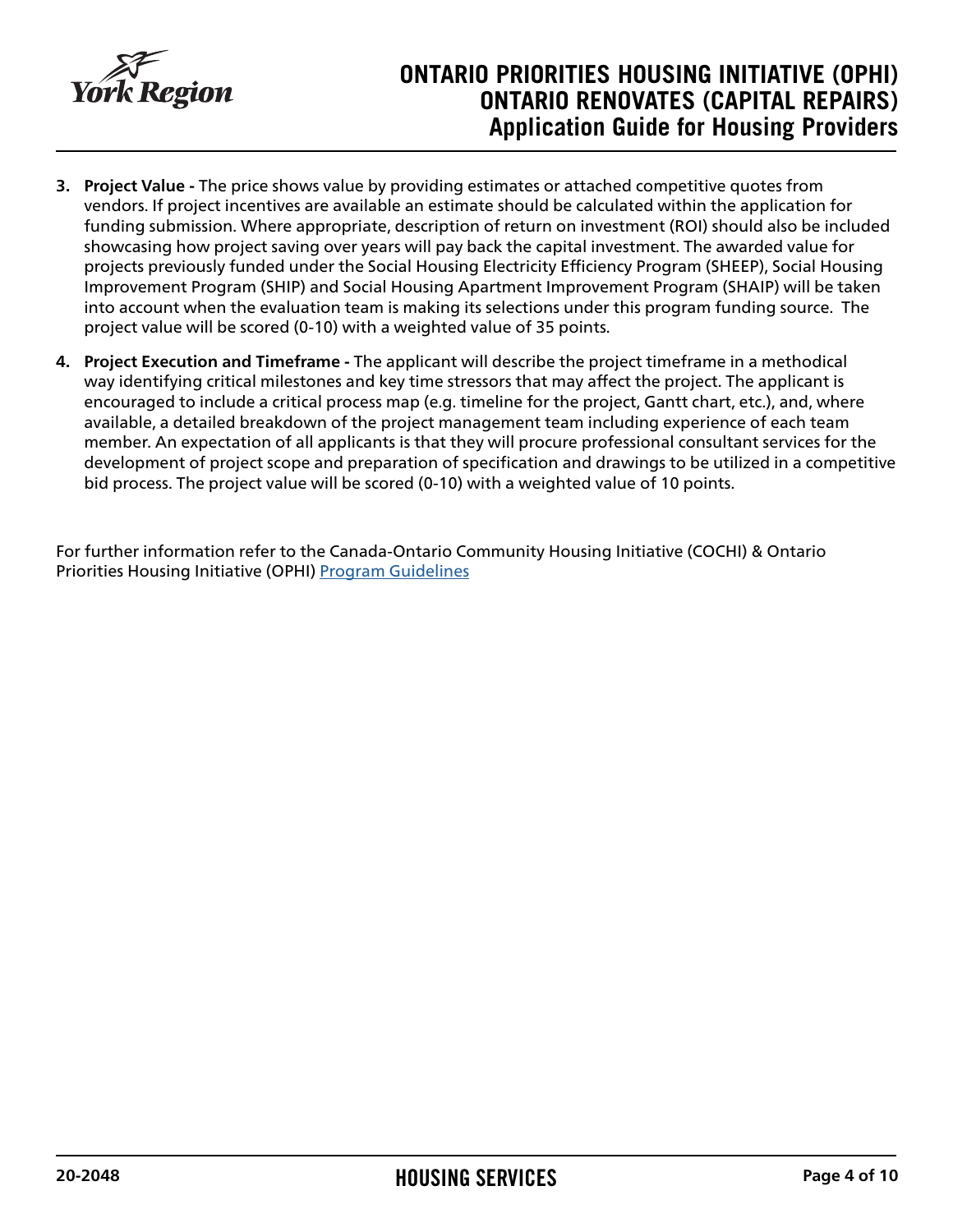3. **Project Value -** The price shows value by providing estimates or attached competitive quotes from vendors. If project incentives are available an estimate should be calculated within the application for funding submission. Where appropriate, description of return on investment (ROI) should also be included showcasing how project saving over years will pay back the capital investment. The awarded value for projects previously funded under the Social Housing Electricity Efficiency Program (SHEEP), Social Housing Improvement Program (SHIP) and Social Housing Apartment Improvement Program (SHAIP) will be taken into account when the evaluation team is making its selections under this program funding source. The project value will be scored (0-10) with a weighted value of 35 points.

4. **Project Execution and Timeframe -** The applicant will describe the project timeframe in a methodical way identifying critical milestones and key time stressors that may affect the project. The applicant is encouraged to include a critical process map (e.g. timeline for the project, Gantt chart, etc.), and, where available, a detailed breakdown of the project management team including experience of each team member. An expectation of all applicants is that they will procure professional consultant services for the development of project scope and preparation of specification and drawings to be utilized in a competitive bid process. The project value will be scored (0-10) with a weighted value of 10 points.

For further information refer to the Canada-Ontario Community Housing Initiative (COCHI) & Ontario Priorities Housing Initiative (OPHI) Program Guidelines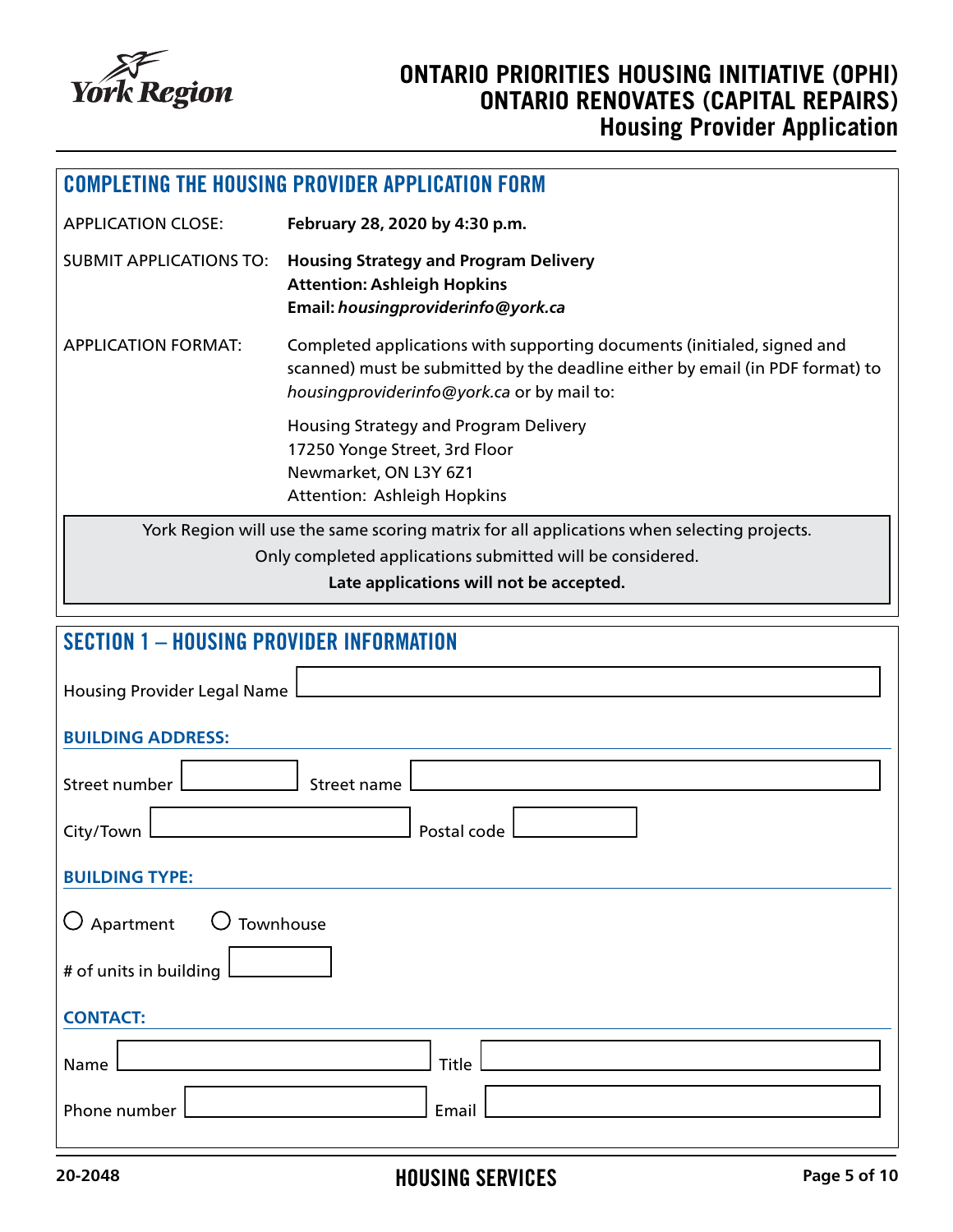# ONTARIO PRIORITIES HOUSING INITIATIVE (OPHI)
# ONTARIO RENOVATES (CAPITAL REPAIRS)
## Housing Provider Application

## COMPLETING THE HOUSING PROVIDER APPLICATION FORM

| | |
|---|---|
| APPLICATION CLOSE: | **February 28, 2020 by 4:30 p.m.** |
| SUBMIT APPLICATIONS TO: | **Housing Strategy and Program Delivery**<br>**Attention: Ashleigh Hopkins**<br>**Email:** ***housingproviderinfo@york.ca*** |
| APPLICATION FORMAT: | Completed applications with supporting documents (initialed, signed and scanned) must be submitted by the deadline either by email (in PDF format) to *housingproviderinfo@york.ca* or by mail to:<br><br>Housing Strategy and Program Delivery<br>17250 Yonge Street, 3rd Floor<br>Newmarket, ON L3Y 6Z1<br>Attention: Ashleigh Hopkins |

York Region will use the same scoring matrix for all applications when selecting projects.

Only completed applications submitted will be considered.

**Late applications will not be accepted.**

## SECTION 1 – HOUSING PROVIDER INFORMATION

Housing Provider Legal Name ______________________

**BUILDING ADDRESS:**

Street number ________ Street name ______________________

City/Town ______________________ Postal code ________

**BUILDING TYPE:**

○ Apartment ○ Townhouse

# of units in building ________

**CONTACT:**

Name ______________________ Title ______________________

Phone number ______________________ Email ______________________

20-2048

HOUSING SERVICES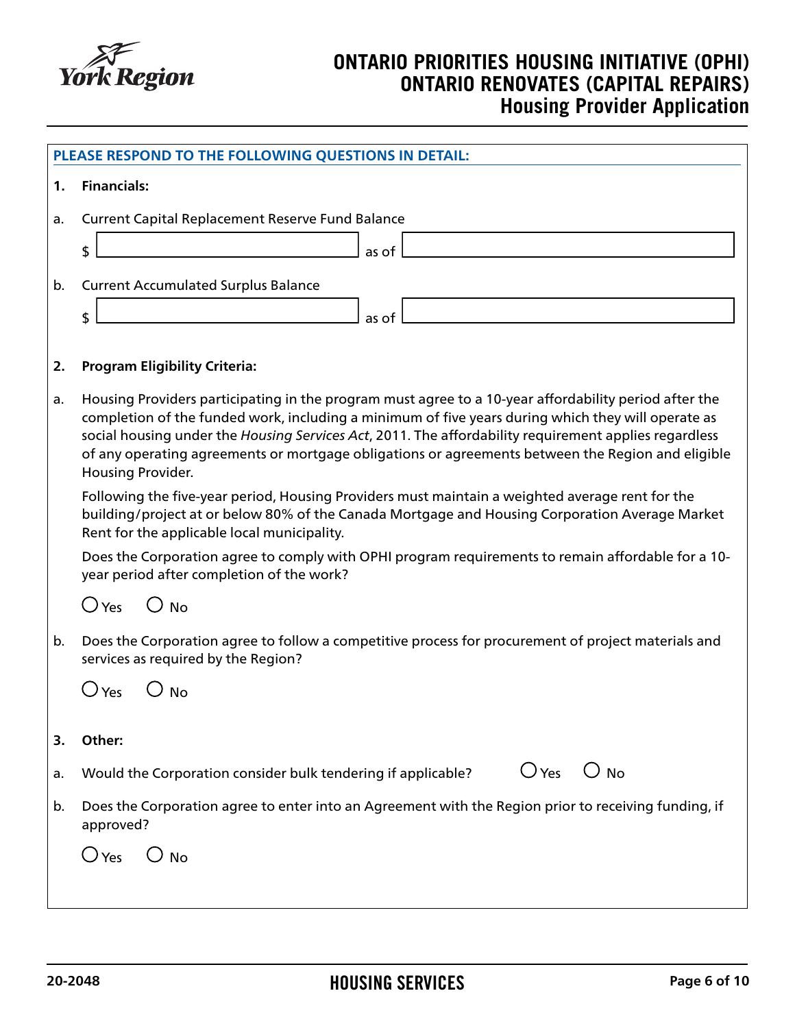# ONTARIO PRIORITIES HOUSING INITIATIVE (OPHI)
# ONTARIO RENOVATES (CAPITAL REPAIRS)
## Housing Provider Application

**PLEASE RESPOND TO THE FOLLOWING QUESTIONS IN DETAIL:**

**1. Financials:**

a. Current Capital Replacement Reserve Fund Balance

$ ____________________ as of ____________________

b. Current Accumulated Surplus Balance

$ ____________________ as of ____________________

**2. Program Eligibility Criteria:**

a. Housing Providers participating in the program must agree to a 10-year affordability period after the completion of the funded work, including a minimum of five years during which they will operate as social housing under the *Housing Services Act*, 2011. The affordability requirement applies regardless of any operating agreements or mortgage obligations or agreements between the Region and eligible Housing Provider.

Following the five-year period, Housing Providers must maintain a weighted average rent for the building/project at or below 80% of the Canada Mortgage and Housing Corporation Average Market Rent for the applicable local municipality.

Does the Corporation agree to comply with OPHI program requirements to remain affordable for a 10-year period after completion of the work?

○ Yes ○ No

b. Does the Corporation agree to follow a competitive process for procurement of project materials and services as required by the Region?

○ Yes ○ No

**3. Other:**

a. Would the Corporation consider bulk tendering if applicable? ○ Yes ○ No

b. Does the Corporation agree to enter into an Agreement with the Region prior to receiving funding, if approved?

○ Yes ○ No

20-2048 HOUSING SERVICES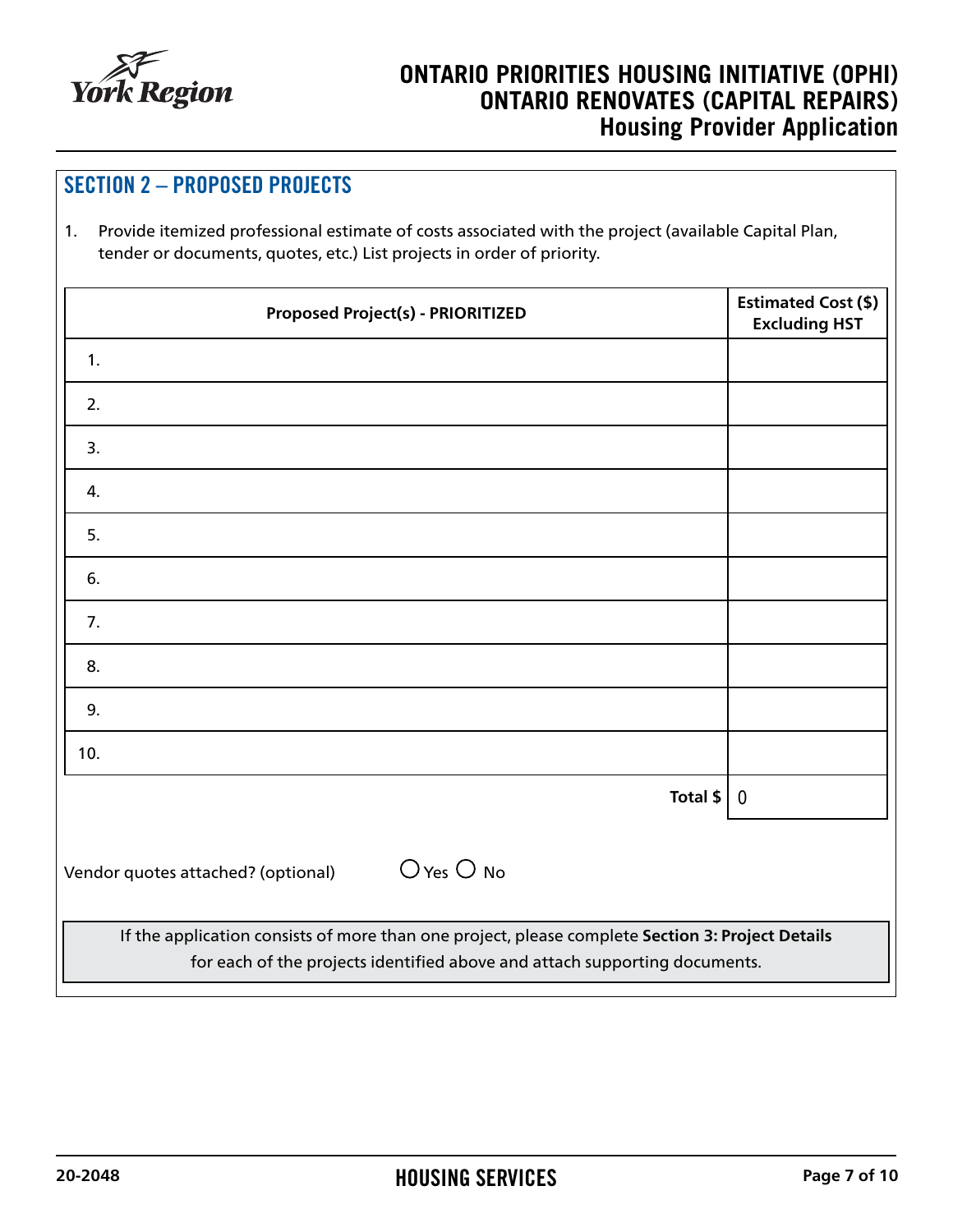## SECTION 2 – PROPOSED PROJECTS

1. Provide itemized professional estimate of costs associated with the project (available Capital Plan, tender or documents, quotes, etc.) List projects in order of priority.

| Proposed Project(s) - PRIORITIZED | Estimated Cost ($) Excluding HST |
|---|---|
| 1. | |
| 2. | |
| 3. | |
| 4. | |
| 5. | |
| 6. | |
| 7. | |
| 8. | |
| 9. | |
| 10. | |
| **Total $** | 0 |

Vendor quotes attached? (optional) ◯ Yes ◯ No

If the application consists of more than one project, please complete **Section 3: Project Details** for each of the projects identified above and attach supporting documents.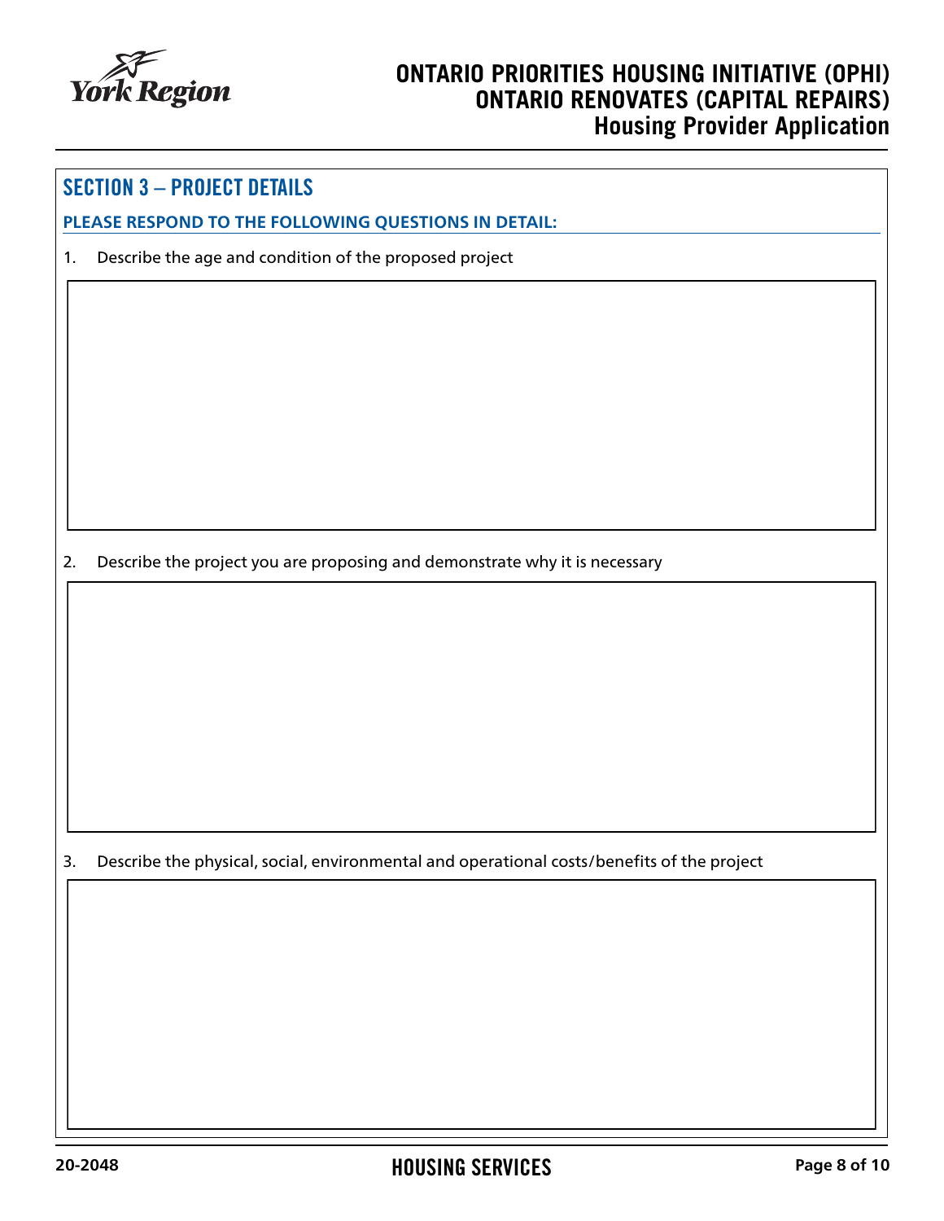## SECTION 3 – PROJECT DETAILS

**PLEASE RESPOND TO THE FOLLOWING QUESTIONS IN DETAIL:**

1. Describe the age and condition of the proposed project

2. Describe the project you are proposing and demonstrate why it is necessary

3. Describe the physical, social, environmental and operational costs/benefits of the project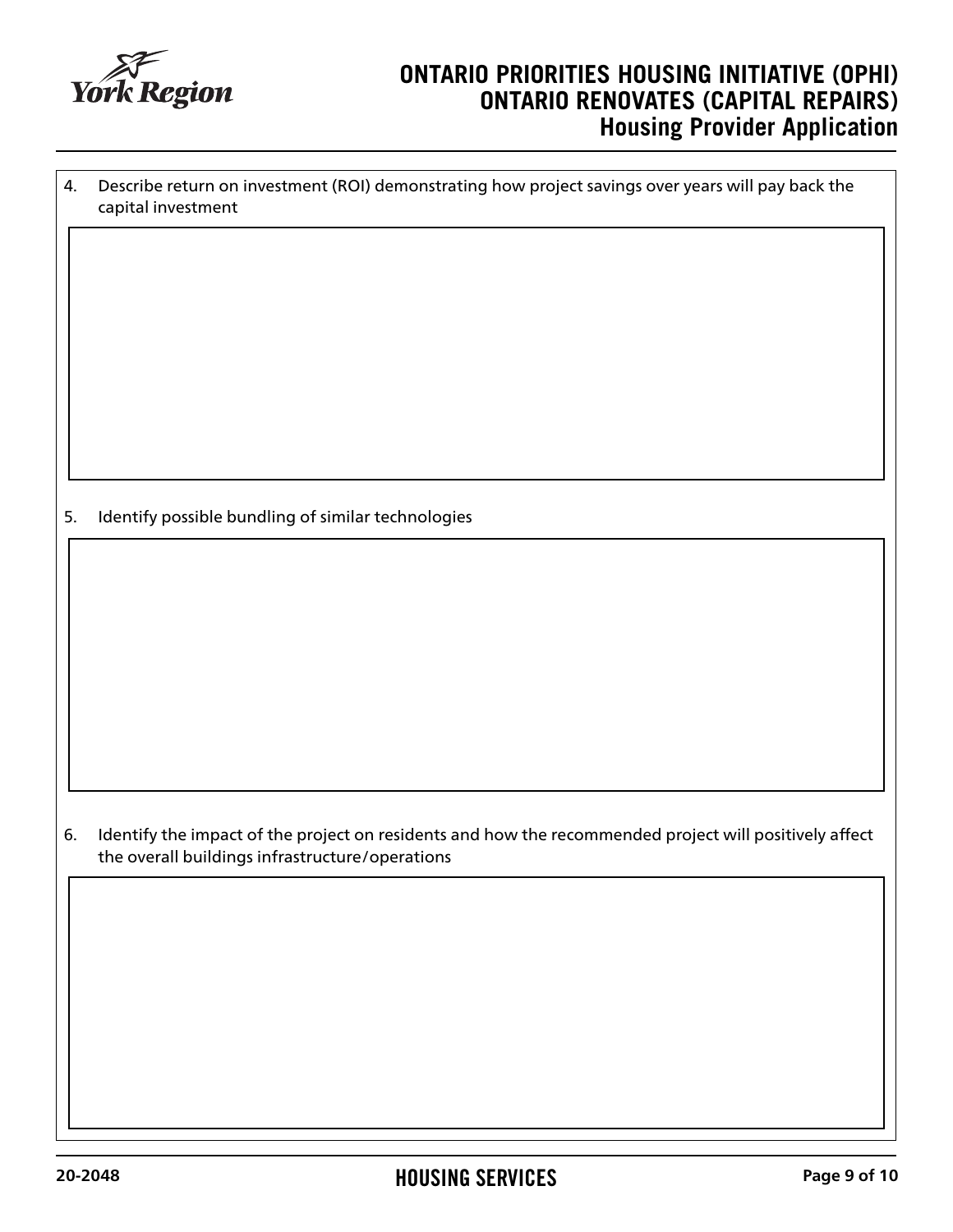4. Describe return on investment (ROI) demonstrating how project savings over years will pay back the capital investment

5. Identify possible bundling of similar technologies

6. Identify the impact of the project on residents and how the recommended project will positively affect the overall buildings infrastructure/operations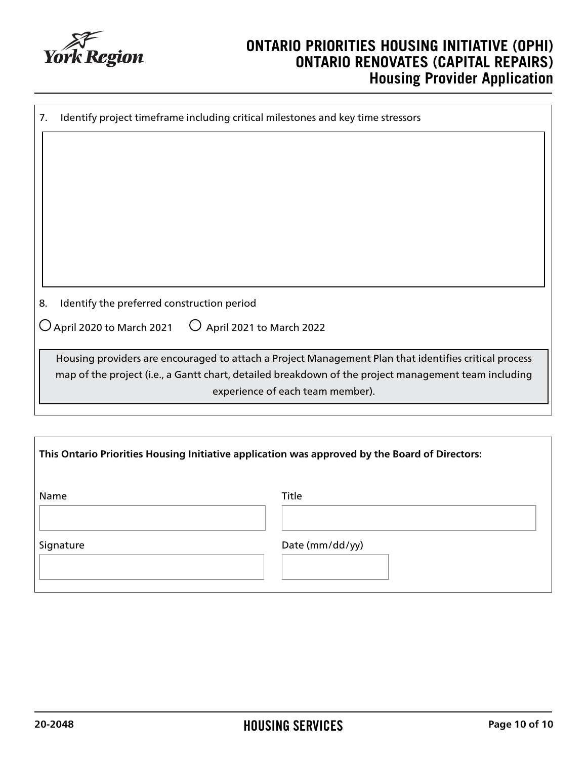7. Identify project timeframe including critical milestones and key time stressors

8. Identify the preferred construction period

○ April 2020 to March 2021 ○ April 2021 to March 2022

Housing providers are encouraged to attach a Project Management Plan that identifies critical process map of the project (i.e., a Gantt chart, detailed breakdown of the project management team including experience of each team member).

**This Ontario Priorities Housing Initiative application was approved by the Board of Directors:**

Name

Title

Signature

Date (mm/dd/yy)